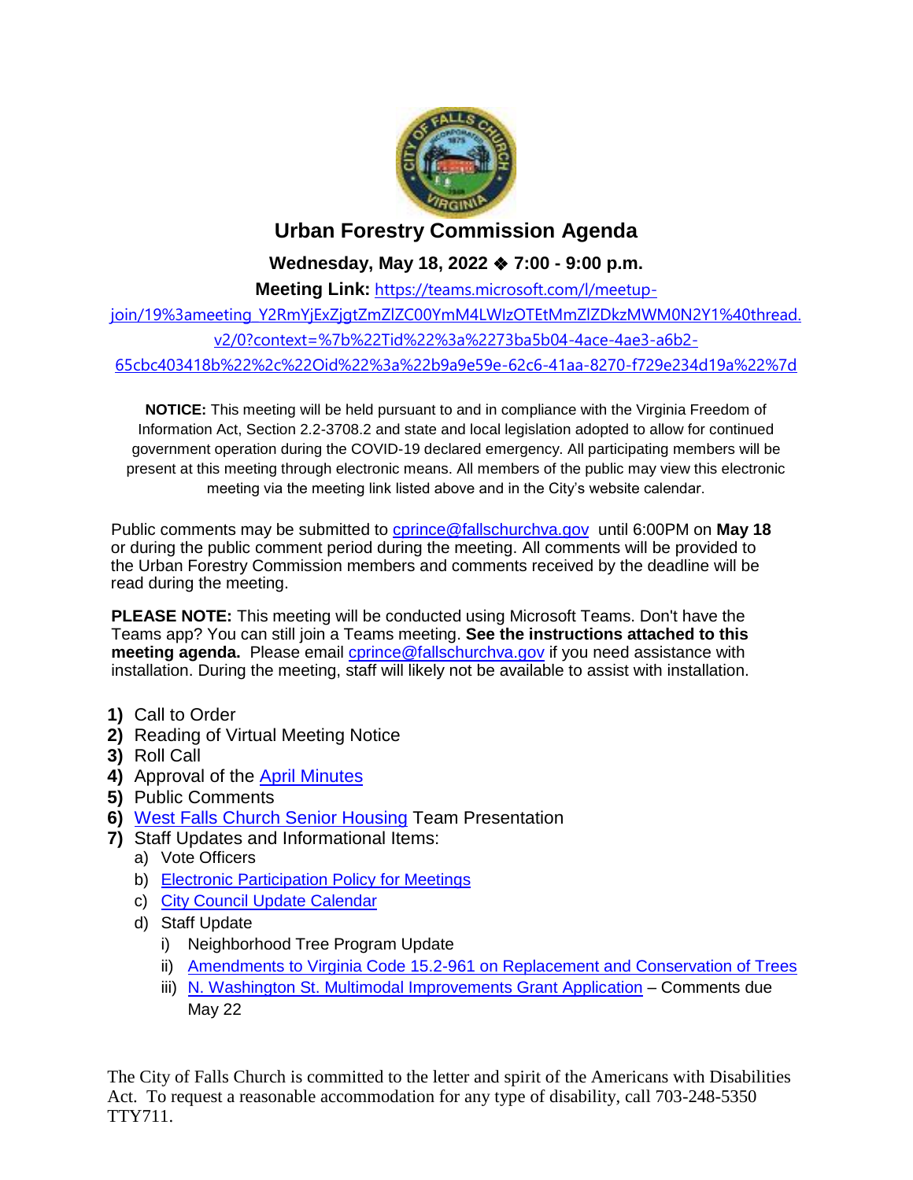# Urban Forestry Commission Agenda

**Wednesday, May 18, 2022 ❖ 7:00 - 9:00 p.m.**

**Meeting Link:** https://teams.microsoft.com/l/meetup-join/19%3ameeting_Y2RmYjExZjgtZmZlZC00YmM4LWIzOTEtMmZlZDkzMWM0N2Y1%40thread.v2/0?context=%7b%22Tid%22%3a%2273ba5b04-4ace-4ae3-a6b2-65cbc403418b%22%2c%22Oid%22%3a%22b9a9e59e-62c6-41aa-8270-f729e234d19a%22%7d

**NOTICE:** This meeting will be held pursuant to and in compliance with the Virginia Freedom of Information Act, Section 2.2-3708.2 and state and local legislation adopted to allow for continued government operation during the COVID-19 declared emergency. All participating members will be present at this meeting through electronic means. All members of the public may view this electronic meeting via the meeting link listed above and in the City's website calendar.

Public comments may be submitted to cprince@fallschurchva.gov until 6:00PM on **May 18** or during the public comment period during the meeting. All comments will be provided to the Urban Forestry Commission members and comments received by the deadline will be read during the meeting.

**PLEASE NOTE:** This meeting will be conducted using Microsoft Teams. Don't have the Teams app? You can still join a Teams meeting. **See the instructions attached to this meeting agenda.** Please email cprince@fallschurchva.gov if you need assistance with installation. During the meeting, staff will likely not be available to assist with installation.

1) Call to Order
2) Reading of Virtual Meeting Notice
3) Roll Call
4) Approval of the April Minutes
5) Public Comments
6) West Falls Church Senior Housing Team Presentation
7) Staff Updates and Informational Items:
   a) Vote Officers
   b) Electronic Participation Policy for Meetings
   c) City Council Update Calendar
   d) Staff Update
      i) Neighborhood Tree Program Update
      ii) Amendments to Virginia Code 15.2-961 on Replacement and Conservation of Trees
      iii) N. Washington St. Multimodal Improvements Grant Application – Comments due May 22

The City of Falls Church is committed to the letter and spirit of the Americans with Disabilities Act. To request a reasonable accommodation for any type of disability, call 703-248-5350 TTY711.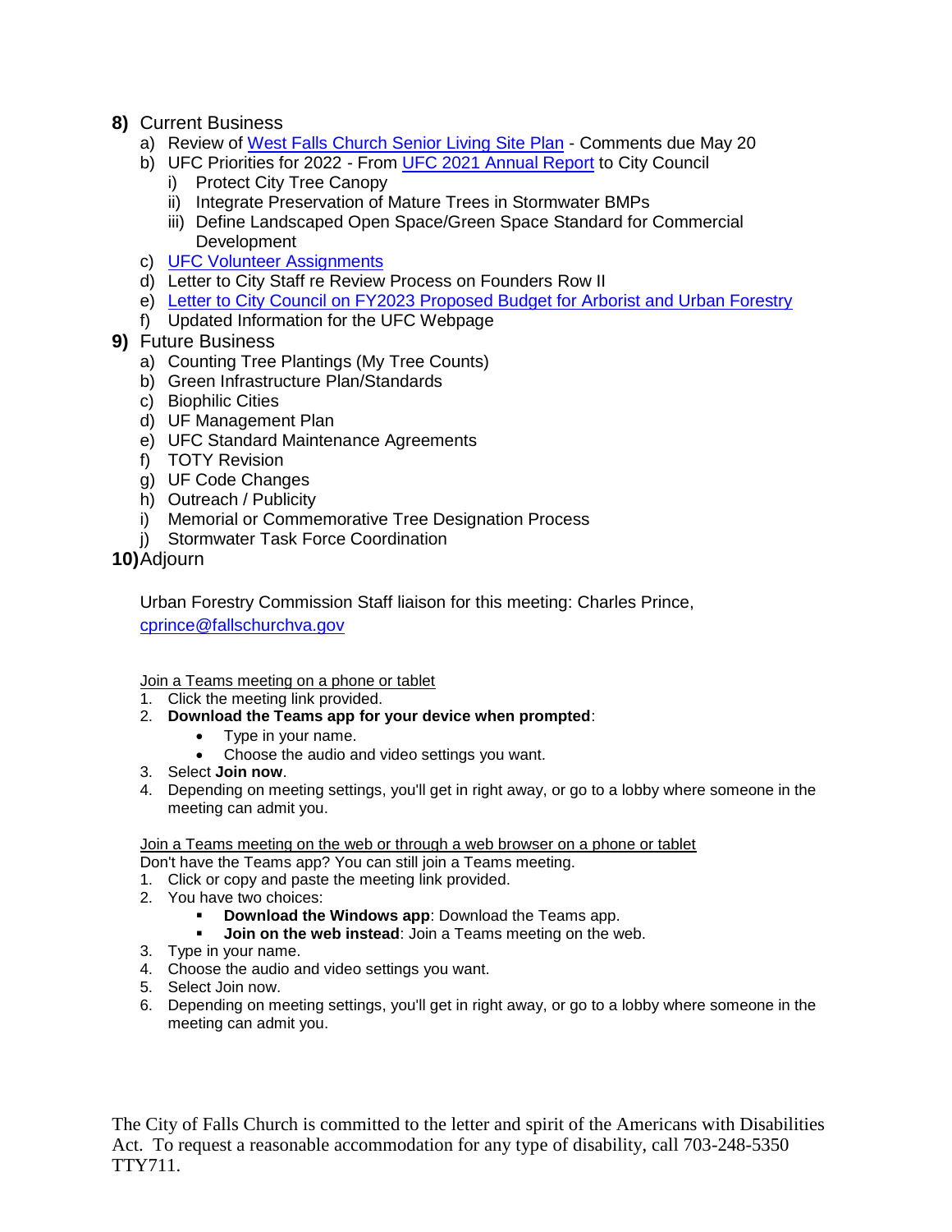8) Current Business
   a) Review of West Falls Church Senior Living Site Plan - Comments due May 20
   b) UFC Priorities for 2022 - From UFC 2021 Annual Report to City Council
      i) Protect City Tree Canopy
      ii) Integrate Preservation of Mature Trees in Stormwater BMPs
      iii) Define Landscaped Open Space/Green Space Standard for Commercial Development
   c) UFC Volunteer Assignments
   d) Letter to City Staff re Review Process on Founders Row II
   e) Letter to City Council on FY2023 Proposed Budget for Arborist and Urban Forestry
   f) Updated Information for the UFC Webpage

9) Future Business
   a) Counting Tree Plantings (My Tree Counts)
   b) Green Infrastructure Plan/Standards
   c) Biophilic Cities
   d) UF Management Plan
   e) UFC Standard Maintenance Agreements
   f) TOTY Revision
   g) UF Code Changes
   h) Outreach / Publicity
   i) Memorial or Commemorative Tree Designation Process
   j) Stormwater Task Force Coordination

10) Adjourn

Urban Forestry Commission Staff liaison for this meeting: Charles Prince, cprince@fallschurchva.gov

Join a Teams meeting on a phone or tablet

1. Click the meeting link provided.
2. **Download the Teams app for your device when prompted**:
   - Type in your name.
   - Choose the audio and video settings you want.
3. Select **Join now**.
4. Depending on meeting settings, you'll get in right away, or go to a lobby where someone in the meeting can admit you.

Join a Teams meeting on the web or through a web browser on a phone or tablet

Don't have the Teams app? You can still join a Teams meeting.

1. Click or copy and paste the meeting link provided.
2. You have two choices:
   - **Download the Windows app**: Download the Teams app.
   - **Join on the web instead**: Join a Teams meeting on the web.
3. Type in your name.
4. Choose the audio and video settings you want.
5. Select Join now.
6. Depending on meeting settings, you'll get in right away, or go to a lobby where someone in the meeting can admit you.

The City of Falls Church is committed to the letter and spirit of the Americans with Disabilities Act. To request a reasonable accommodation for any type of disability, call 703-248-5350 TTY711.